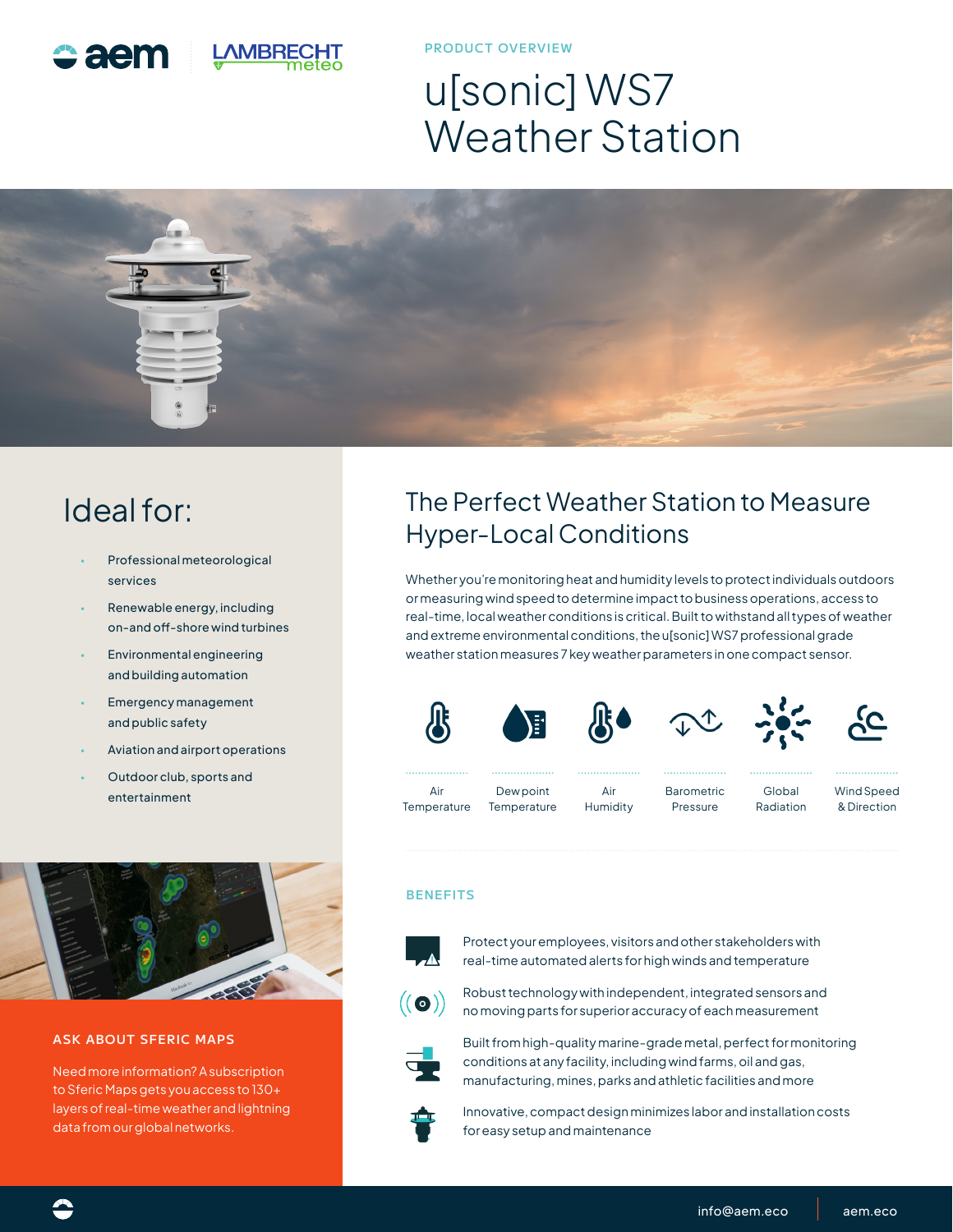PRODUCT OVERVIEW

# u[sonic] WS7 Weather Station

## Ideal for:

- Professional meteorological services
- Renewable energy, including on-and off-shore wind turbines
- Environmental engineering and building automation
- Emergency management and public safety
- Aviation and airport operations
- Outdoor club, sports and entertainment

### ASK ABOUT SFERIC MAPS

Need more information? A subscription to Sferic Maps gets you access to 130+ layers of real-time weather and lightning data from our global networks.

## The Perfect Weather Station to Measure Hyper-Local Conditions

Whether you're monitoring heat and humidity levels to protect individuals outdoors or measuring wind speed to determine impact to business operations, access to real-time, local weather conditions is critical. Built to withstand all types of weather and extreme environmental conditions, the u[sonic] WS7 professional grade weather station measures 7 key weather parameters in one compact sensor.

- Air Temperature
- Dew point Temperature
- Air Humidity
- Barometric Pressure
- Global Radiation
- Wind Speed & Direction

### BENEFITS

- Protect your employees, visitors and other stakeholders with real-time automated alerts for high winds and temperature
- Robust technology with independent, integrated sensors and no moving parts for superior accuracy of each measurement
- Built from high-quality marine-grade metal, perfect for monitoring conditions at any facility, including wind farms, oil and gas, manufacturing, mines, parks and athletic facilities and more
- Innovative, compact design minimizes labor and installation costs for easy setup and maintenance

info@aem.eco | aem.eco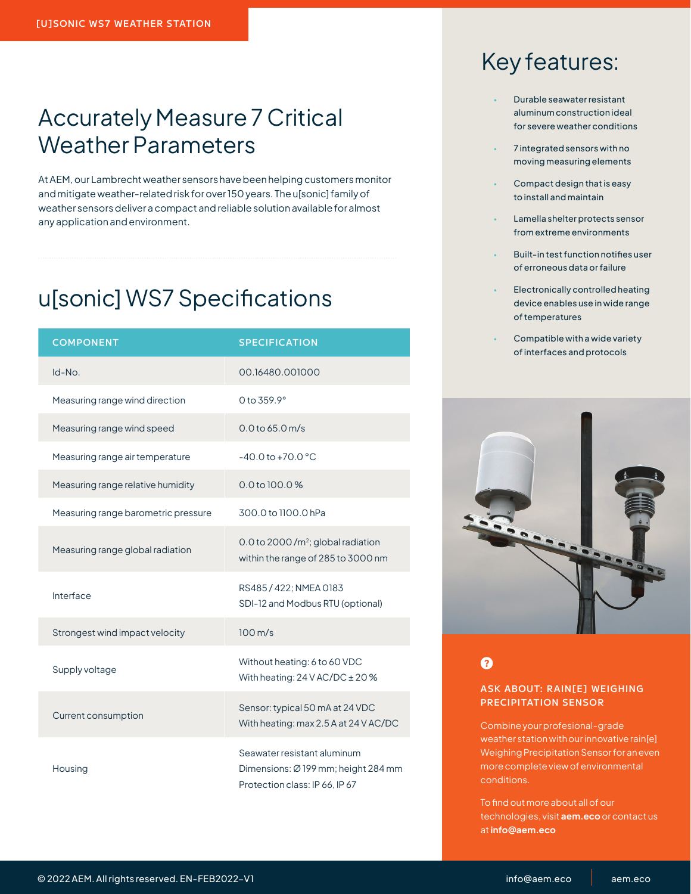[U]SONIC WS7 WEATHER STATION

# Accurately Measure 7 Critical Weather Parameters

At AEM, our Lambrecht weather sensors have been helping customers monitor and mitigate weather-related risk for over 150 years. The u[sonic] family of weather sensors deliver a compact and reliable solution available for almost any application and environment.

## u[sonic] WS7 Specifications

| COMPONENT | SPECIFICATION |
|---|---|
| Id-No. | 00.16480.001000 |
| Measuring range wind direction | 0 to 359.9° |
| Measuring range wind speed | 0.0 to 65.0 m/s |
| Measuring range air temperature | -40.0 to +70.0 °C |
| Measuring range relative humidity | 0.0 to 100.0 % |
| Measuring range barometric pressure | 300.0 to 1100.0 hPa |
| Measuring range global radiation | 0.0 to 2000 /m²; global radiation within the range of 285 to 3000 nm |
| Interface | RS485 / 422; NMEA 0183<br>SDI-12 and Modbus RTU (optional) |
| Strongest wind impact velocity | 100 m/s |
| Supply voltage | Without heating: 6 to 60 VDC<br>With heating: 24 V AC/DC ± 20 % |
| Current consumption | Sensor: typical 50 mA at 24 VDC<br>With heating: max 2.5 A at 24 V AC/DC |
| Housing | Seawater resistant aluminum<br>Dimensions: Ø 199 mm; height 284 mm<br>Protection class: IP 66, IP 67 |

## Key features:

- Durable seawater resistant aluminum construction ideal for severe weather conditions
- 7 integrated sensors with no moving measuring elements
- Compact design that is easy to install and maintain
- Lamella shelter protects sensor from extreme environments
- Built-in test function notifies user of erroneous data or failure
- Electronically controlled heating device enables use in wide range of temperatures
- Compatible with a wide variety of interfaces and protocols

**ASK ABOUT: RAIN[E] WEIGHING PRECIPITATION SENSOR**

Combine your profesional-grade weather station with our innovative rain[e] Weighing Precipitation Sensor for an even more complete view of environmental conditions.

To find out more about all of our technologies, visit **aem.eco** or contact us at **info@aem.eco**

© 2022 AEM. All rights reserved. EN-FEB2022-V1

info@aem.eco | aem.eco